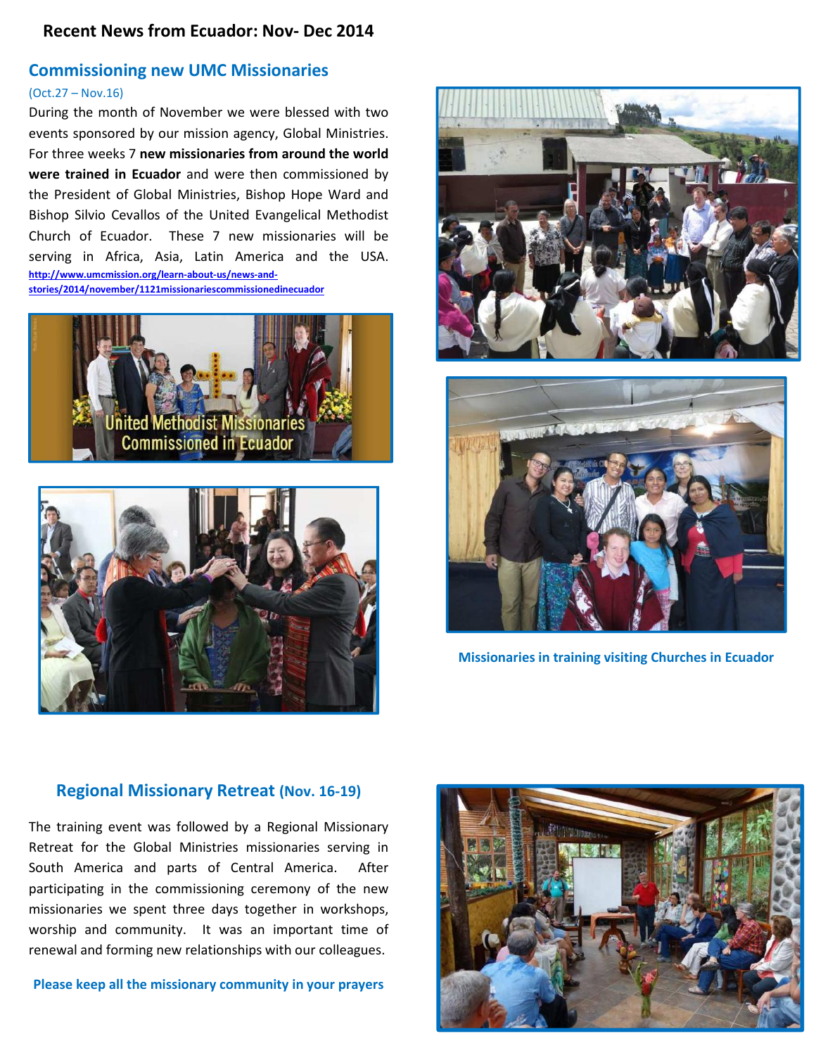# Recent News from Ecuador: Nov- Dec 2014

## Commissioning new UMC Missionaries

(Oct.27 – Nov.16)

During the month of November we were blessed with two events sponsored by our mission agency, Global Ministries. For three weeks 7 **new missionaries from around the world were trained in Ecuador** and were then commissioned by the President of Global Ministries, Bishop Hope Ward and Bishop Silvio Cevallos of the United Evangelical Methodist Church of Ecuador. These 7 new missionaries will be serving in Africa, Asia, Latin America and the USA. http://www.umcmission.org/learn-about-us/news-and-stories/2014/november/1121missionariescommissionedinecuador

United Methodist Missionaries Commissioned in Ecuador

**Missionaries in training visiting Churches in Ecuador**

## Regional Missionary Retreat (Nov. 16-19)

The training event was followed by a Regional Missionary Retreat for the Global Ministries missionaries serving in South America and parts of Central America. After participating in the commissioning ceremony of the new missionaries we spent three days together in workshops, worship and community. It was an important time of renewal and forming new relationships with our colleagues.

**Please keep all the missionary community in your prayers**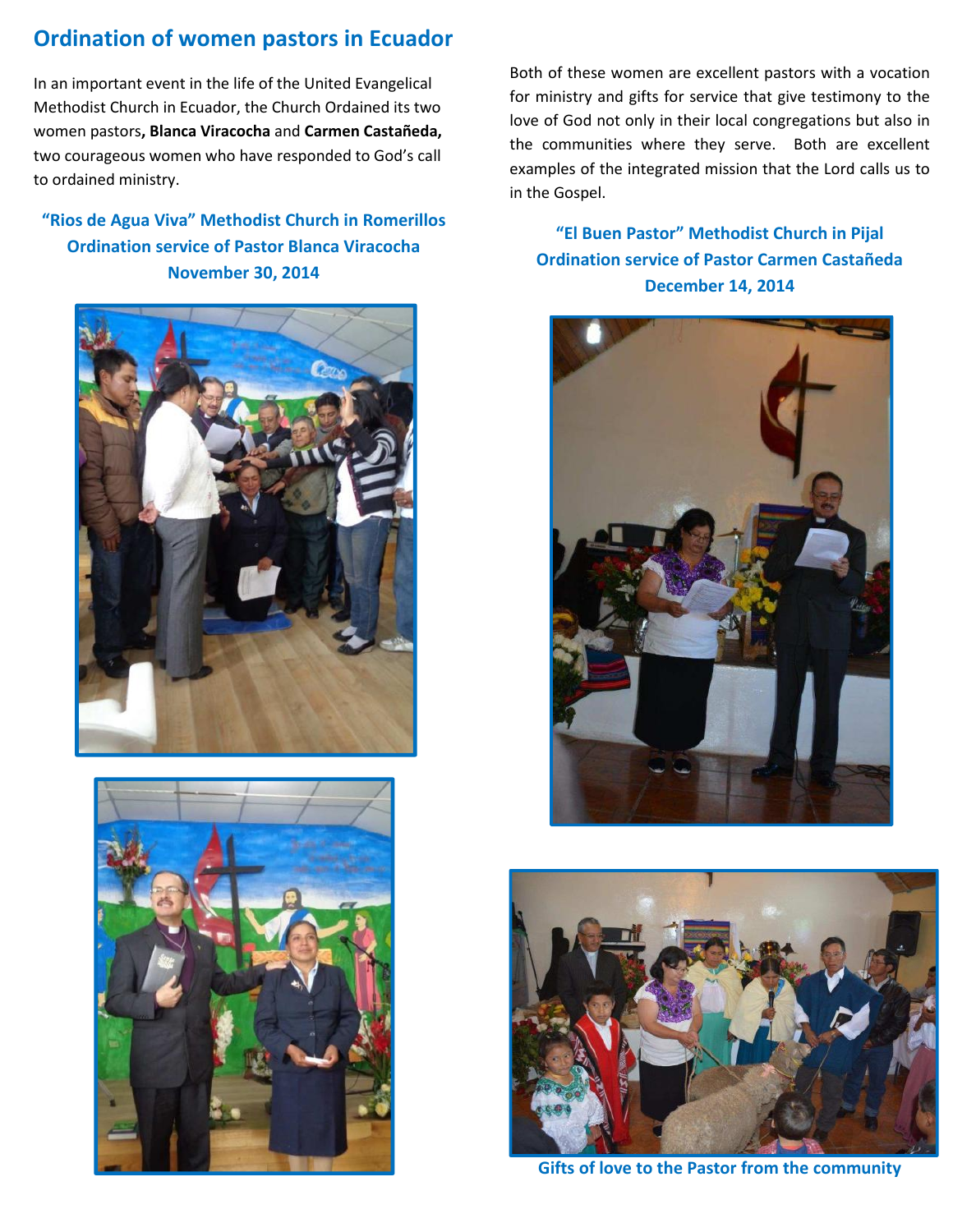# Ordination of women pastors in Ecuador

In an important event in the life of the United Evangelical Methodist Church in Ecuador, the Church Ordained its two women pastors**, Blanca Viracocha** and **Carmen Castañeda,** two courageous women who have responded to God's call to ordained ministry.

Both of these women are excellent pastors with a vocation for ministry and gifts for service that give testimony to the love of God not only in their local congregations but also in the communities where they serve. Both are excellent examples of the integrated mission that the Lord calls us to in the Gospel.

**"Rios de Agua Viva" Methodist Church in Romerillos**
**Ordination service of Pastor Blanca Viracocha**
**November 30, 2014**

**"El Buen Pastor" Methodist Church in Pijal**
**Ordination service of Pastor Carmen Castañeda**
**December 14, 2014**

**Gifts of love to the Pastor from the community**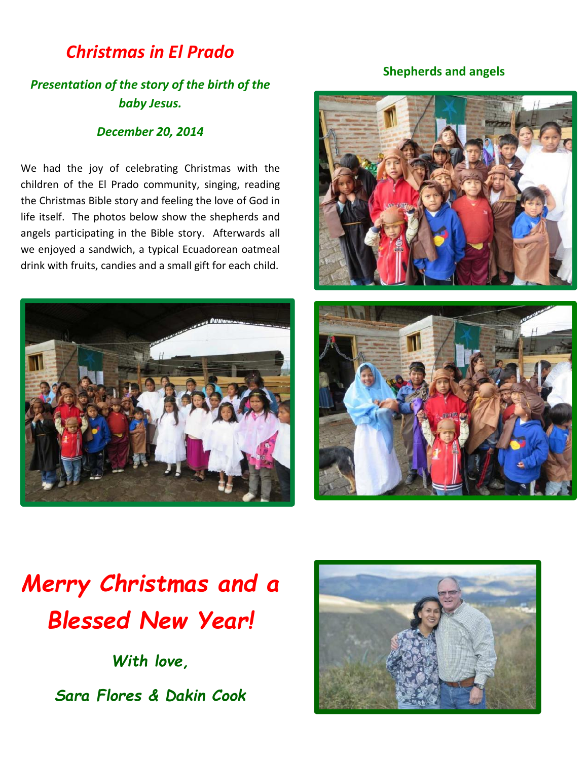# Christmas in El Prado

## *Presentation of the story of the birth of the baby Jesus.*

### *December 20, 2014*

We had the joy of celebrating Christmas with the children of the El Prado community, singing, reading the Christmas Bible story and feeling the love of God in life itself. The photos below show the shepherds and angels participating in the Bible story. Afterwards all we enjoyed a sandwich, a typical Ecuadorean oatmeal drink with fruits, candies and a small gift for each child.

**Shepherds and angels**

# *Merry Christmas and a Blessed New Year!*

*With love,*

*Sara Flores & Dakin Cook*